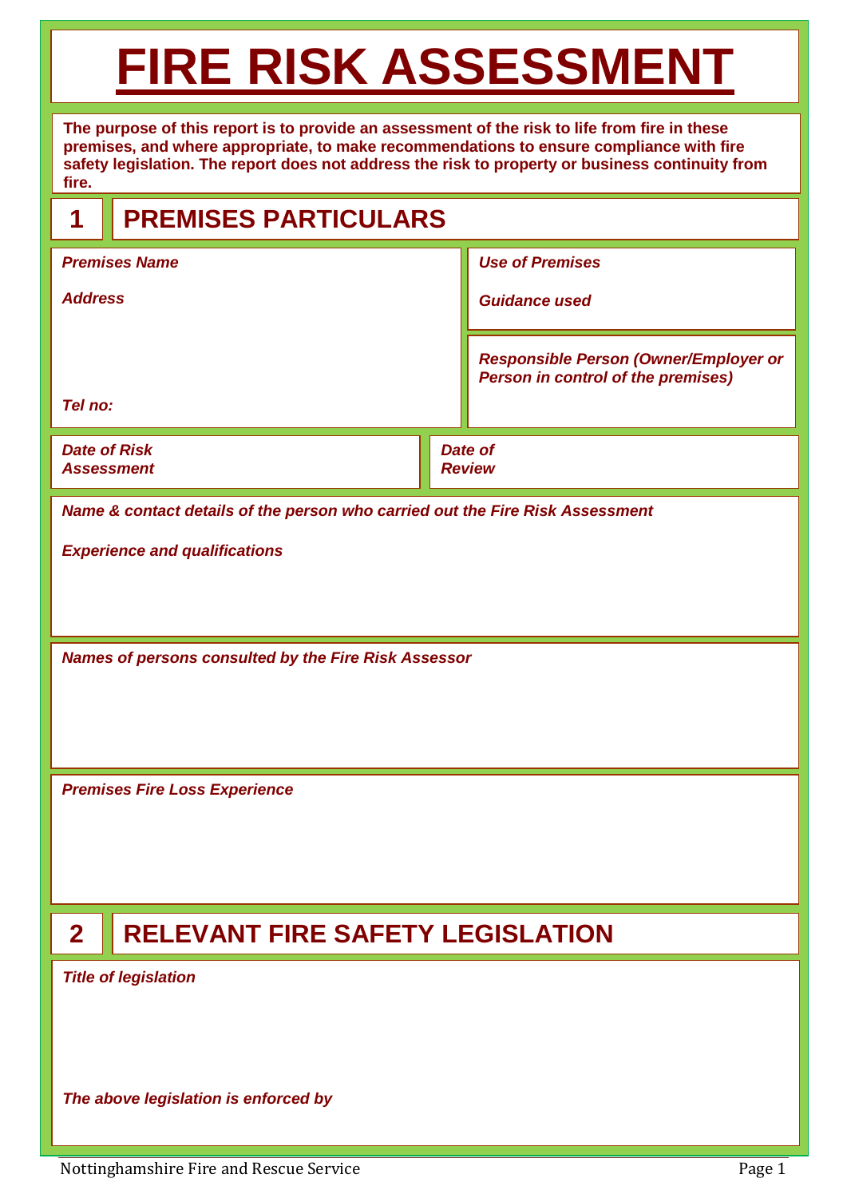# FIRE RISK ASSESSMENT

**The purpose of this report is to provide an assessment of the risk to life from fire in these premises, and where appropriate, to make recommendations to ensure compliance with fire safety legislation. The report does not address the risk to property or business continuity from fire.**

## 1 PREMISES PARTICULARS

| | |
|---|---|
| ***Premises Name*** <br> ***Address*** <br> ***Tel no:*** | ***Use of Premises*** <br> ***Guidance used*** <br> ***Responsible Person (Owner/Employer or Person in control of the premises)*** |
| ***Date of Risk Assessment*** | ***Date of Review*** |

***Name & contact details of the person who carried out the Fire Risk Assessment***

***Experience and qualifications***

***Names of persons consulted by the Fire Risk Assessor***

***Premises Fire Loss Experience***

## 2 RELEVANT FIRE SAFETY LEGISLATION

***Title of legislation***

***The above legislation is enforced by***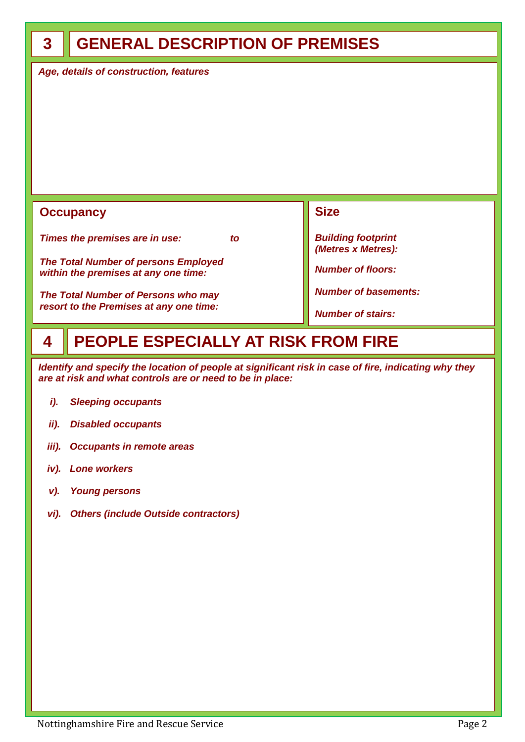## 3 GENERAL DESCRIPTION OF PREMISES

*Age, details of construction, features*

### Occupancy

***Times the premises are in use:*** ***to***

***The Total Number of persons Employed within the premises at any one time:***

***The Total Number of Persons who may resort to the Premises at any one time:***

### Size

***Building footprint (Metres x Metres):***

***Number of floors:***

***Number of basements:***

***Number of stairs:***

## 4 PEOPLE ESPECIALLY AT RISK FROM FIRE

***Identify and specify the location of people at significant risk in case of fire, indicating why they are at risk and what controls are or need to be in place:***

- ***i). Sleeping occupants***
- ***ii). Disabled occupants***
- ***iii). Occupants in remote areas***
- ***iv). Lone workers***
- ***v). Young persons***
- ***vi). Others (include Outside contractors)***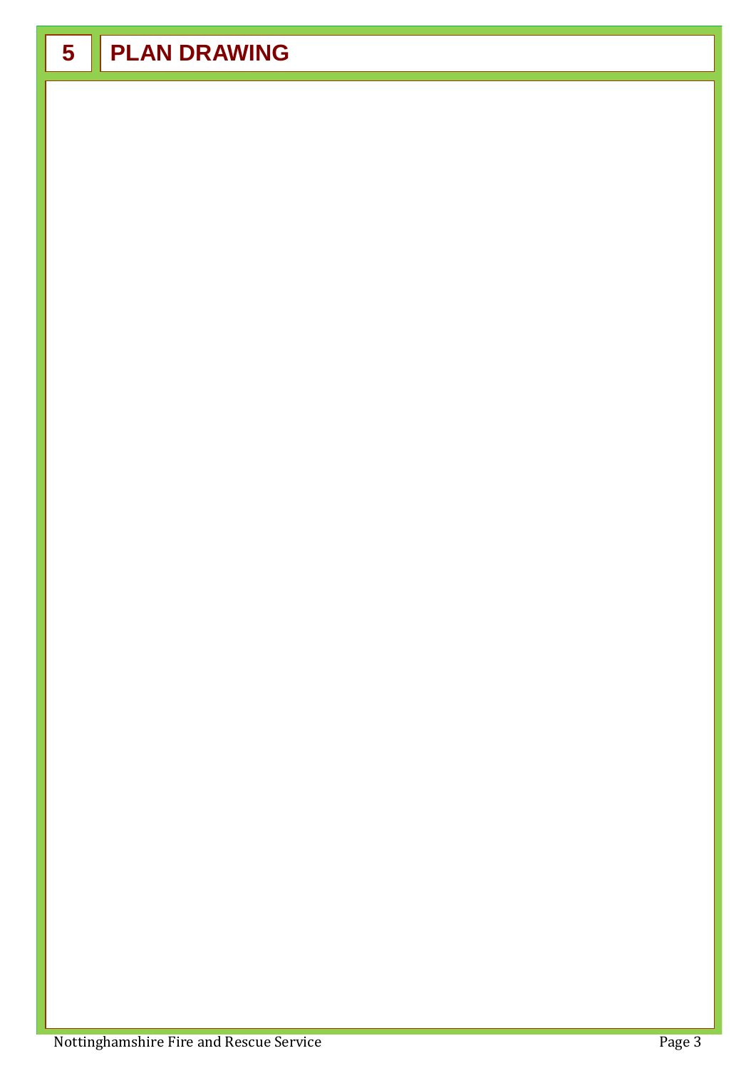## 5 PLAN DRAWING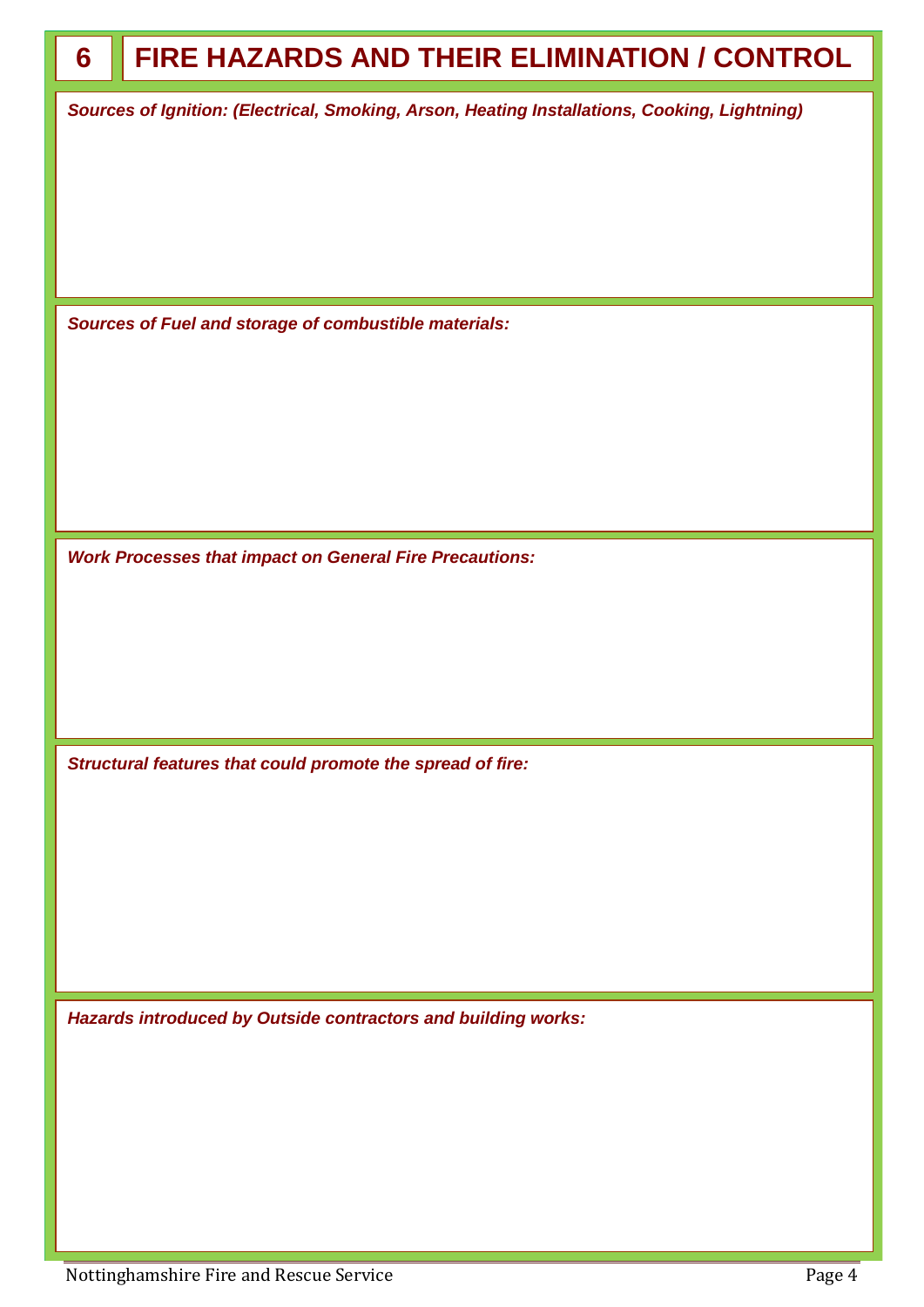## 6 FIRE HAZARDS AND THEIR ELIMINATION / CONTROL

***Sources of Ignition: (Electrical, Smoking, Arson, Heating Installations, Cooking, Lightning)***

***Sources of Fuel and storage of combustible materials:***

***Work Processes that impact on General Fire Precautions:***

***Structural features that could promote the spread of fire:***

***Hazards introduced by Outside contractors and building works:***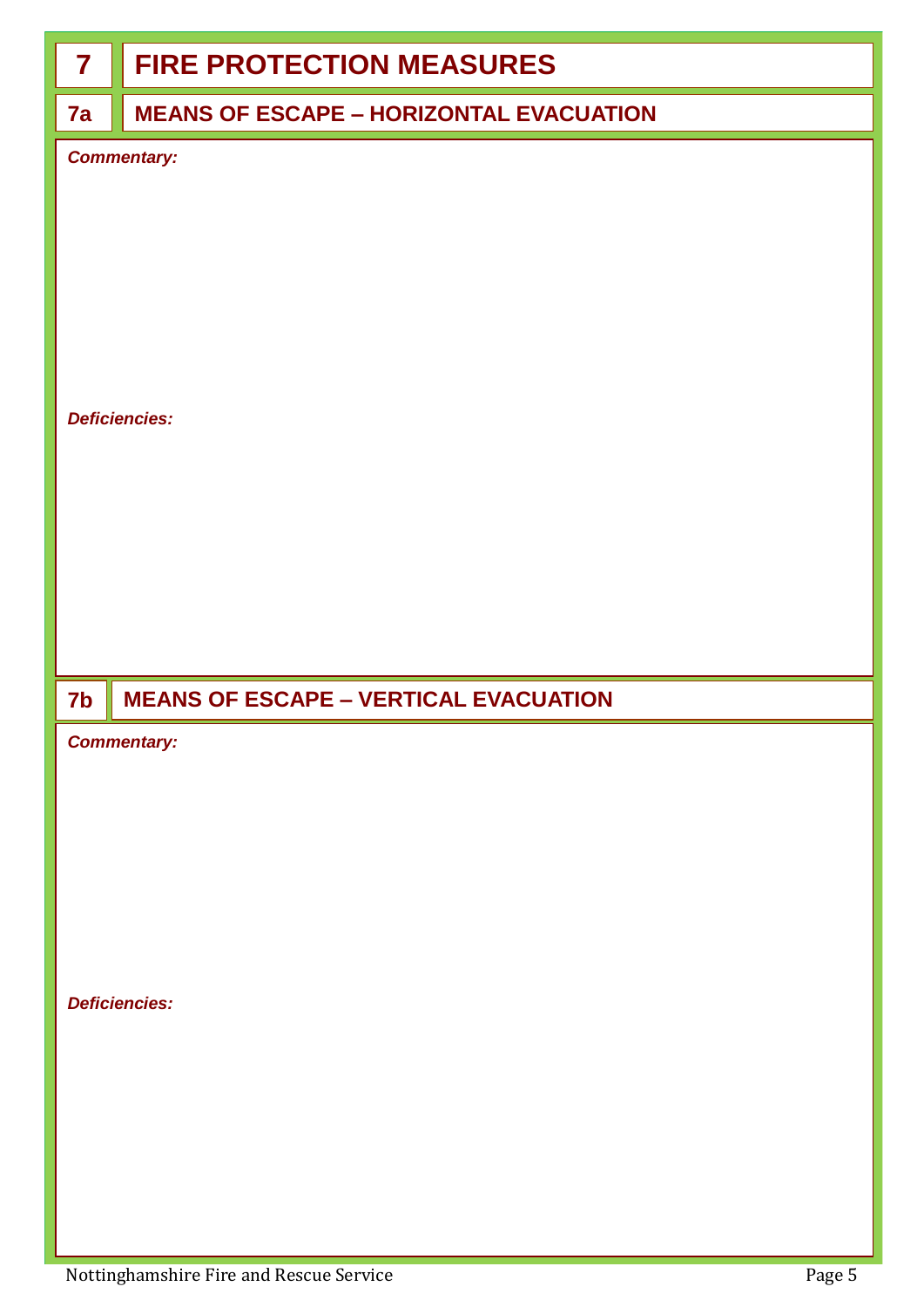# 7 FIRE PROTECTION MEASURES

## 7a MEANS OF ESCAPE – HORIZONTAL EVACUATION

***Commentary:***

***Deficiencies:***

## 7b MEANS OF ESCAPE – VERTICAL EVACUATION

***Commentary:***

***Deficiencies:***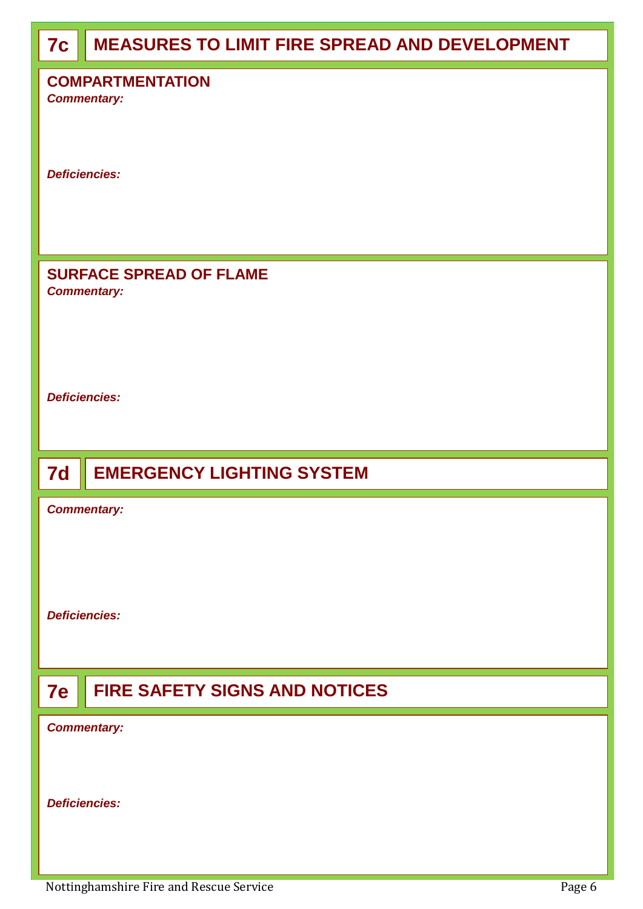## 7c MEASURES TO LIMIT FIRE SPREAD AND DEVELOPMENT

### COMPARTMENTATION

***Commentary:***

***Deficiencies:***

### SURFACE SPREAD OF FLAME

***Commentary:***

***Deficiencies:***

## 7d EMERGENCY LIGHTING SYSTEM

***Commentary:***

***Deficiencies:***

## 7e FIRE SAFETY SIGNS AND NOTICES

***Commentary:***

***Deficiencies:***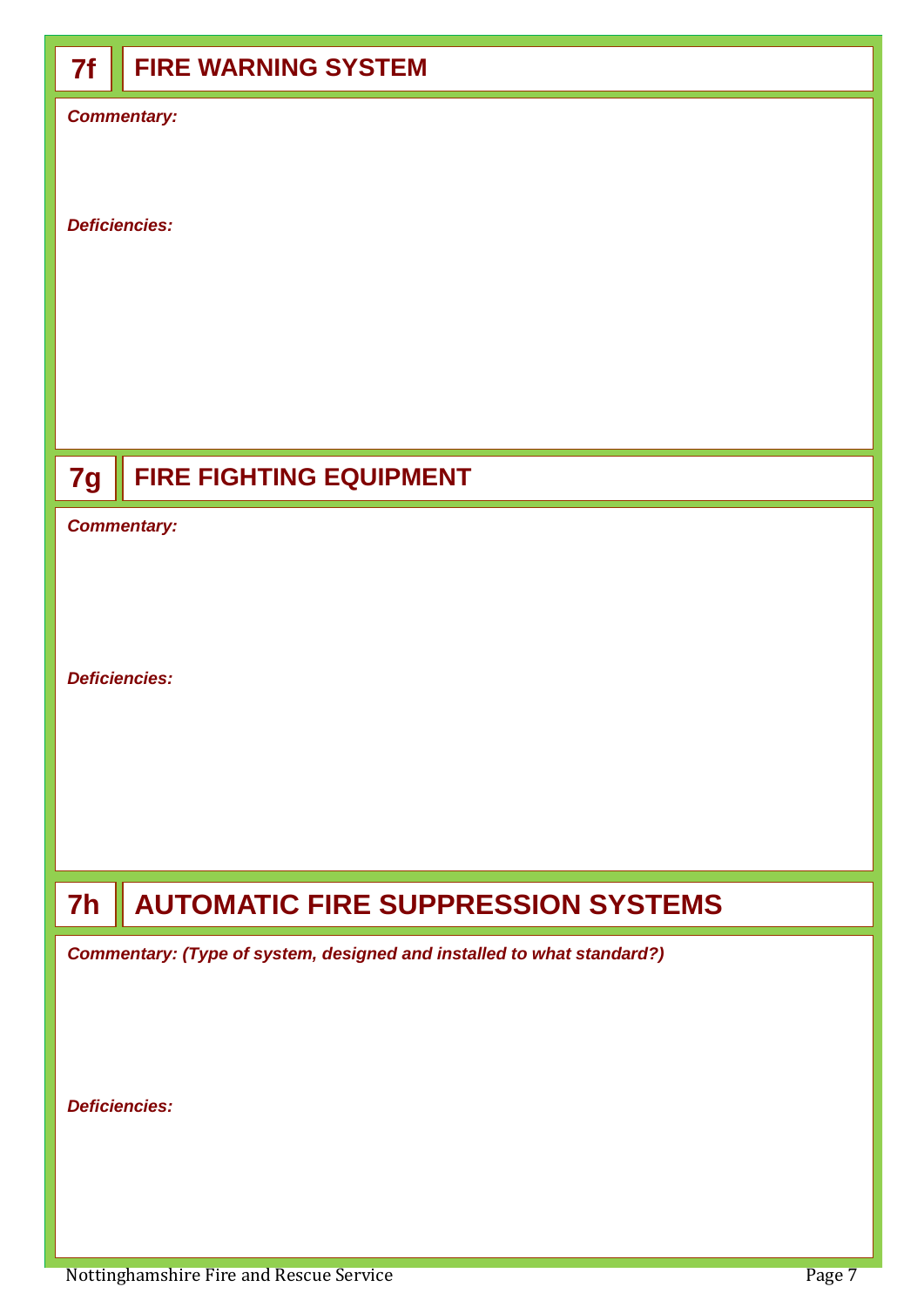## 7f FIRE WARNING SYSTEM

***Commentary:***

***Deficiencies:***

## 7g FIRE FIGHTING EQUIPMENT

***Commentary:***

***Deficiencies:***

## 7h AUTOMATIC FIRE SUPPRESSION SYSTEMS

***Commentary: (Type of system, designed and installed to what standard?)***

***Deficiencies:***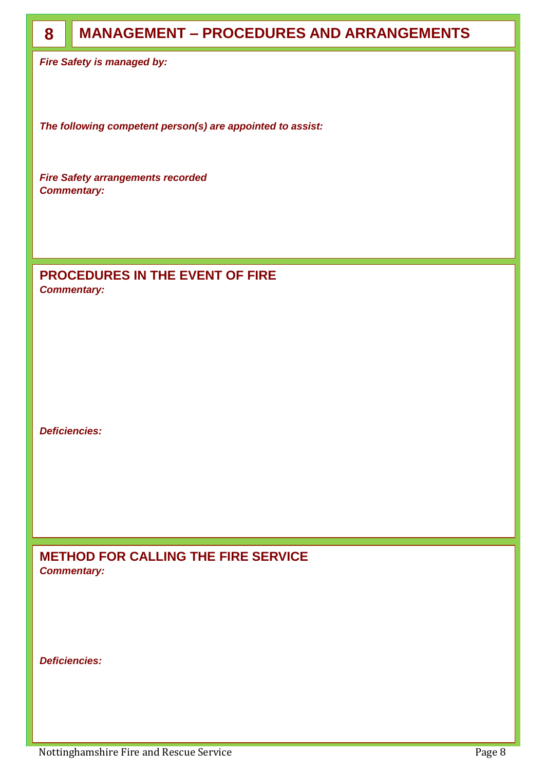## 8 MANAGEMENT – PROCEDURES AND ARRANGEMENTS

***Fire Safety is managed by:***

***The following competent person(s) are appointed to assist:***

***Fire Safety arrangements recorded***

***Commentary:***

### PROCEDURES IN THE EVENT OF FIRE

***Commentary:***

***Deficiencies:***

### METHOD FOR CALLING THE FIRE SERVICE

***Commentary:***

***Deficiencies:***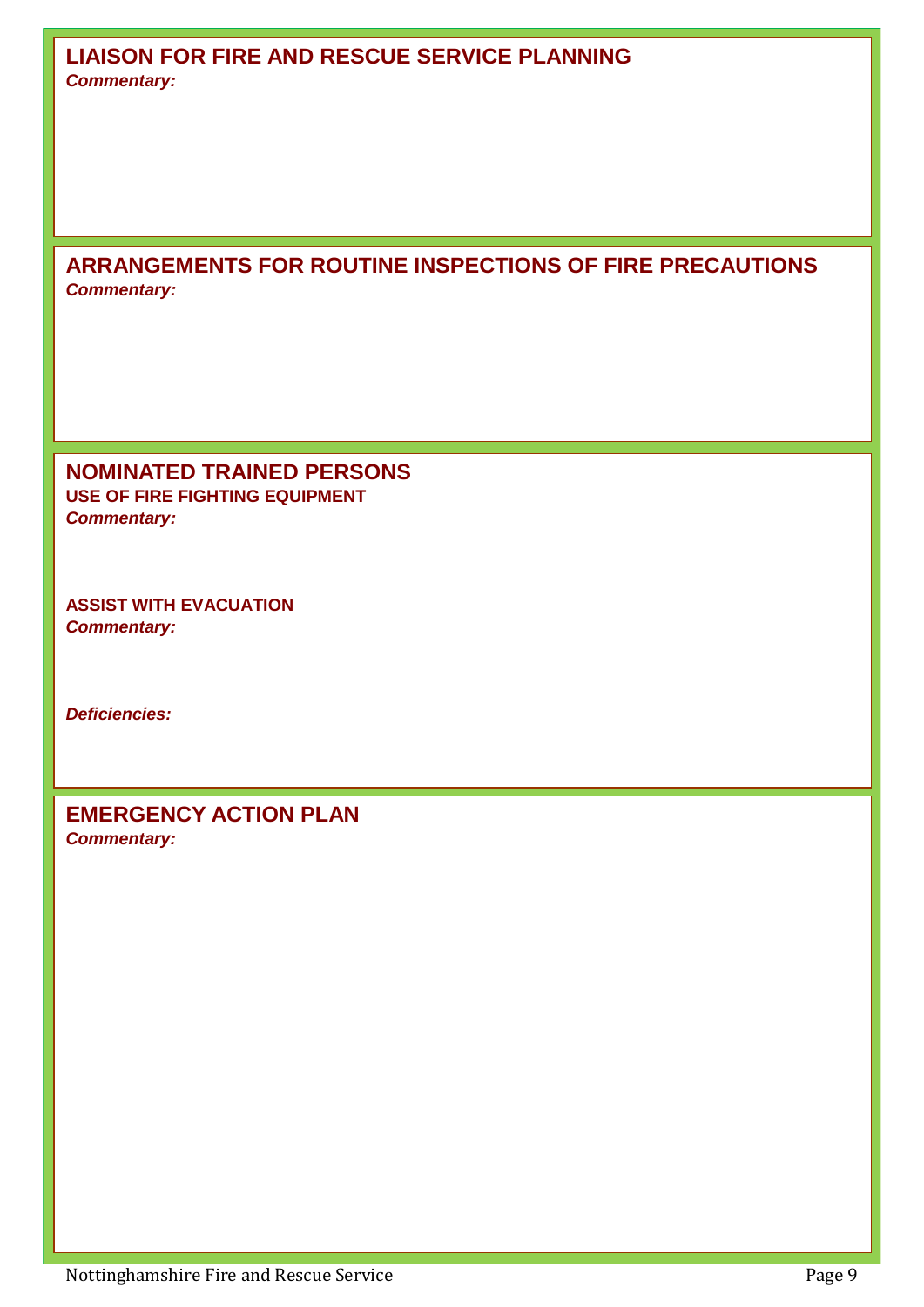## LIAISON FOR FIRE AND RESCUE SERVICE PLANNING

***Commentary:***

## ARRANGEMENTS FOR ROUTINE INSPECTIONS OF FIRE PRECAUTIONS

***Commentary:***

## NOMINATED TRAINED PERSONS

### USE OF FIRE FIGHTING EQUIPMENT

***Commentary:***

### ASSIST WITH EVACUATION

***Commentary:***

***Deficiencies:***

## EMERGENCY ACTION PLAN

***Commentary:***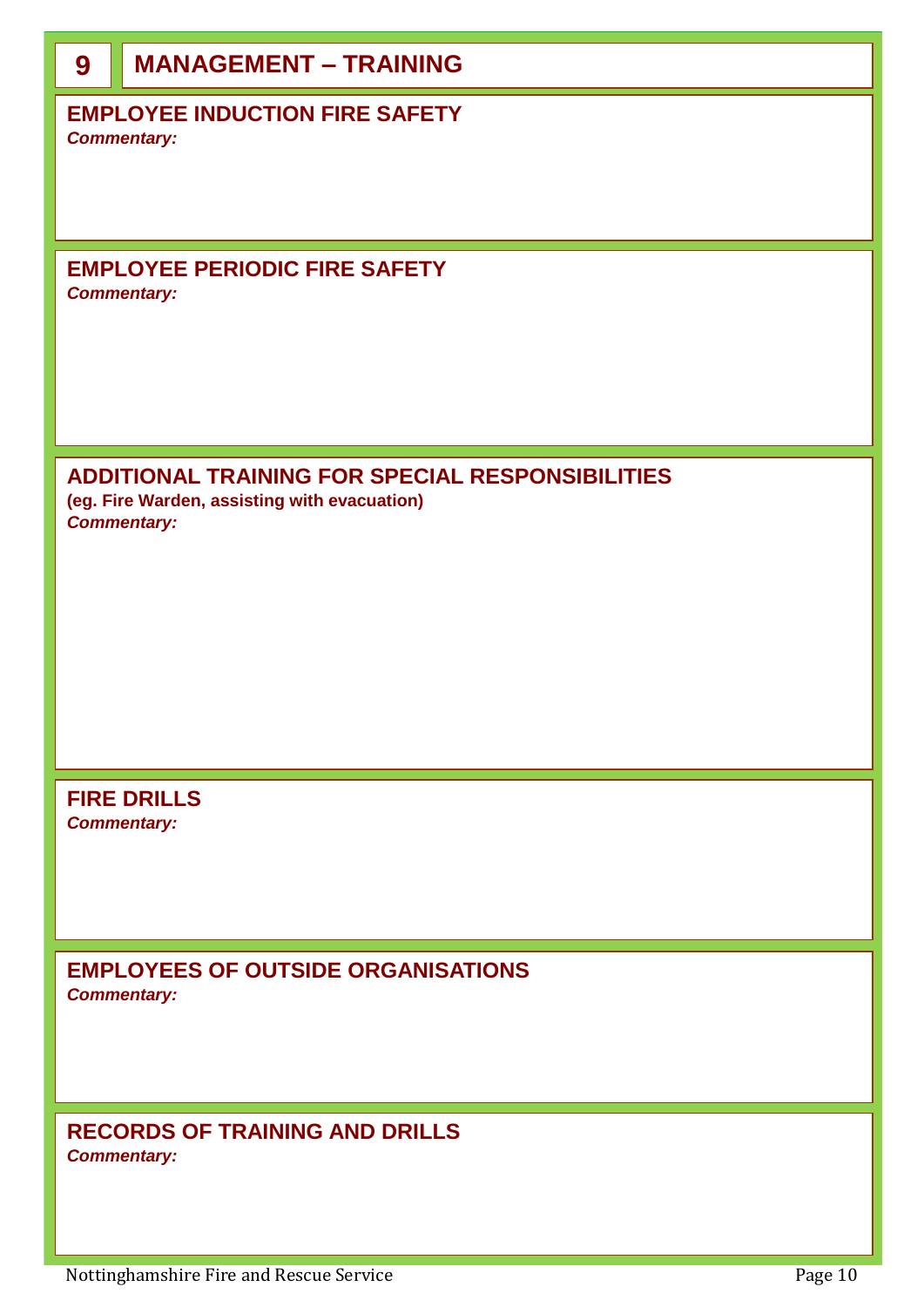# 9 MANAGEMENT – TRAINING

## EMPLOYEE INDUCTION FIRE SAFETY

***Commentary:***

## EMPLOYEE PERIODIC FIRE SAFETY

***Commentary:***

## ADDITIONAL TRAINING FOR SPECIAL RESPONSIBILITIES

**(eg. Fire Warden, assisting with evacuation)**

***Commentary:***

## FIRE DRILLS

***Commentary:***

## EMPLOYEES OF OUTSIDE ORGANISATIONS

***Commentary:***

## RECORDS OF TRAINING AND DRILLS

***Commentary:***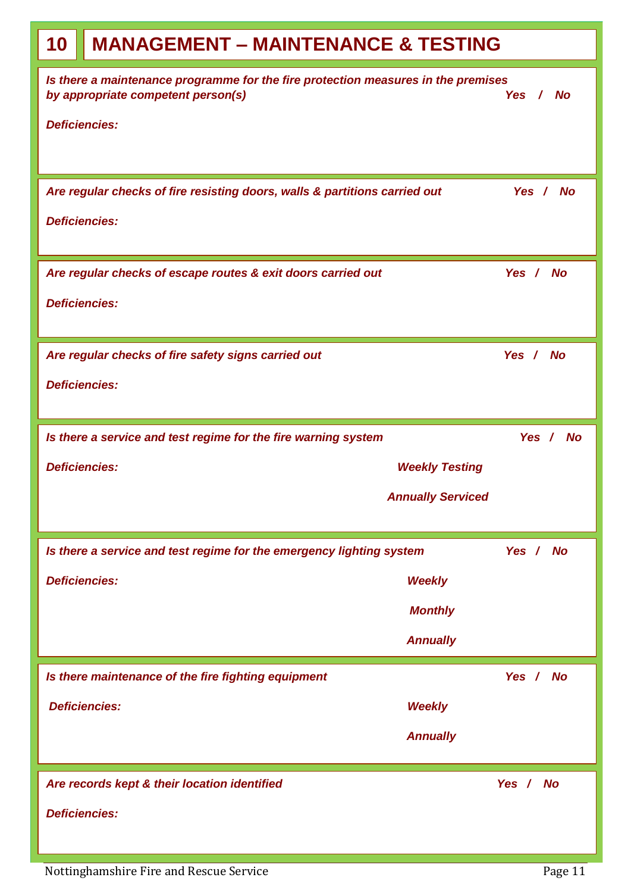# 10 MANAGEMENT – MAINTENANCE & TESTING

***Is there a maintenance programme for the fire protection measures in the premises by appropriate competent person(s)*** ***Yes / No***

***Deficiencies:***

---

***Are regular checks of fire resisting doors, walls & partitions carried out*** ***Yes / No***

***Deficiencies:***

---

***Are regular checks of escape routes & exit doors carried out*** ***Yes / No***

***Deficiencies:***

---

***Are regular checks of fire safety signs carried out*** ***Yes / No***

***Deficiencies:***

---

***Is there a service and test regime for the fire warning system*** ***Yes / No***

***Deficiencies:***

***Weekly Testing***

***Annually Serviced***

---

***Is there a service and test regime for the emergency lighting system*** ***Yes / No***

***Deficiencies:***

***Weekly***

***Monthly***

***Annually***

---

***Is there maintenance of the fire fighting equipment*** ***Yes / No***

***Deficiencies:***

***Weekly***

***Annually***

---

***Are records kept & their location identified*** ***Yes / No***

***Deficiencies:***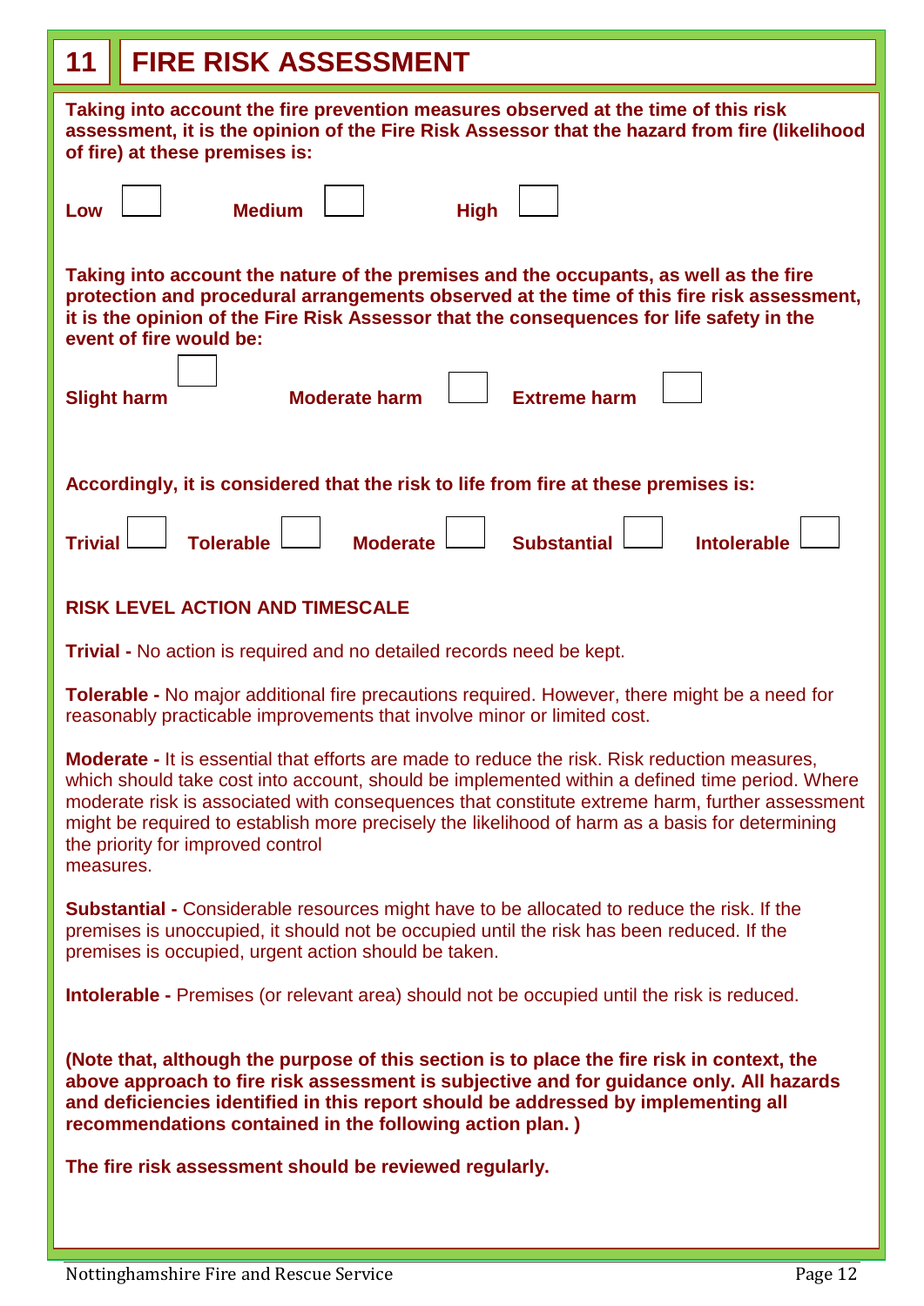# 11 FIRE RISK ASSESSMENT

**Taking into account the fire prevention measures observed at the time of this risk assessment, it is the opinion of the Fire Risk Assessor that the hazard from fire (likelihood of fire) at these premises is:**

**Low** ☐ **Medium** ☐ **High** ☐

**Taking into account the nature of the premises and the occupants, as well as the fire protection and procedural arrangements observed at the time of this fire risk assessment, it is the opinion of the Fire Risk Assessor that the consequences for life safety in the event of fire would be:**

**Slight harm** ☐ **Moderate harm** ☐ **Extreme harm** ☐

**Accordingly, it is considered that the risk to life from fire at these premises is:**

**Trivial** ☐ **Tolerable** ☐ **Moderate** ☐ **Substantial** ☐ **Intolerable** ☐

**RISK LEVEL ACTION AND TIMESCALE**

**Trivial -** No action is required and no detailed records need be kept.

**Tolerable -** No major additional fire precautions required. However, there might be a need for reasonably practicable improvements that involve minor or limited cost.

**Moderate -** It is essential that efforts are made to reduce the risk. Risk reduction measures, which should take cost into account, should be implemented within a defined time period. Where moderate risk is associated with consequences that constitute extreme harm, further assessment might be required to establish more precisely the likelihood of harm as a basis for determining the priority for improved control measures.

**Substantial -** Considerable resources might have to be allocated to reduce the risk. If the premises is unoccupied, it should not be occupied until the risk has been reduced. If the premises is occupied, urgent action should be taken.

**Intolerable -** Premises (or relevant area) should not be occupied until the risk is reduced.

**(Note that, although the purpose of this section is to place the fire risk in context, the above approach to fire risk assessment is subjective and for guidance only. All hazards and deficiencies identified in this report should be addressed by implementing all recommendations contained in the following action plan. )**

**The fire risk assessment should be reviewed regularly.**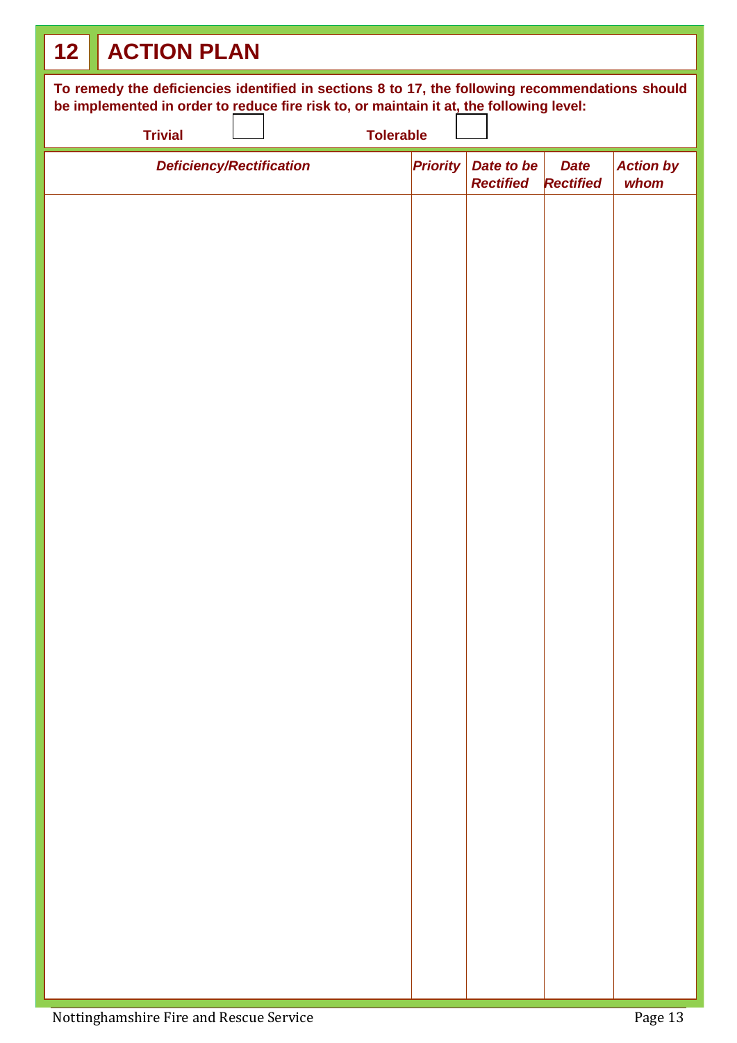## 12 ACTION PLAN

**To remedy the deficiencies identified in sections 8 to 17, the following recommendations should be implemented in order to reduce fire risk to, or maintain it at, the following level:**

**Trivial** ☐ **Tolerable** ☐

| ***Deficiency/Rectification*** | ***Priority*** | ***Date to be Rectified*** | ***Date Rectified*** | ***Action by whom*** |
|---|---|---|---|---|
| | | | | |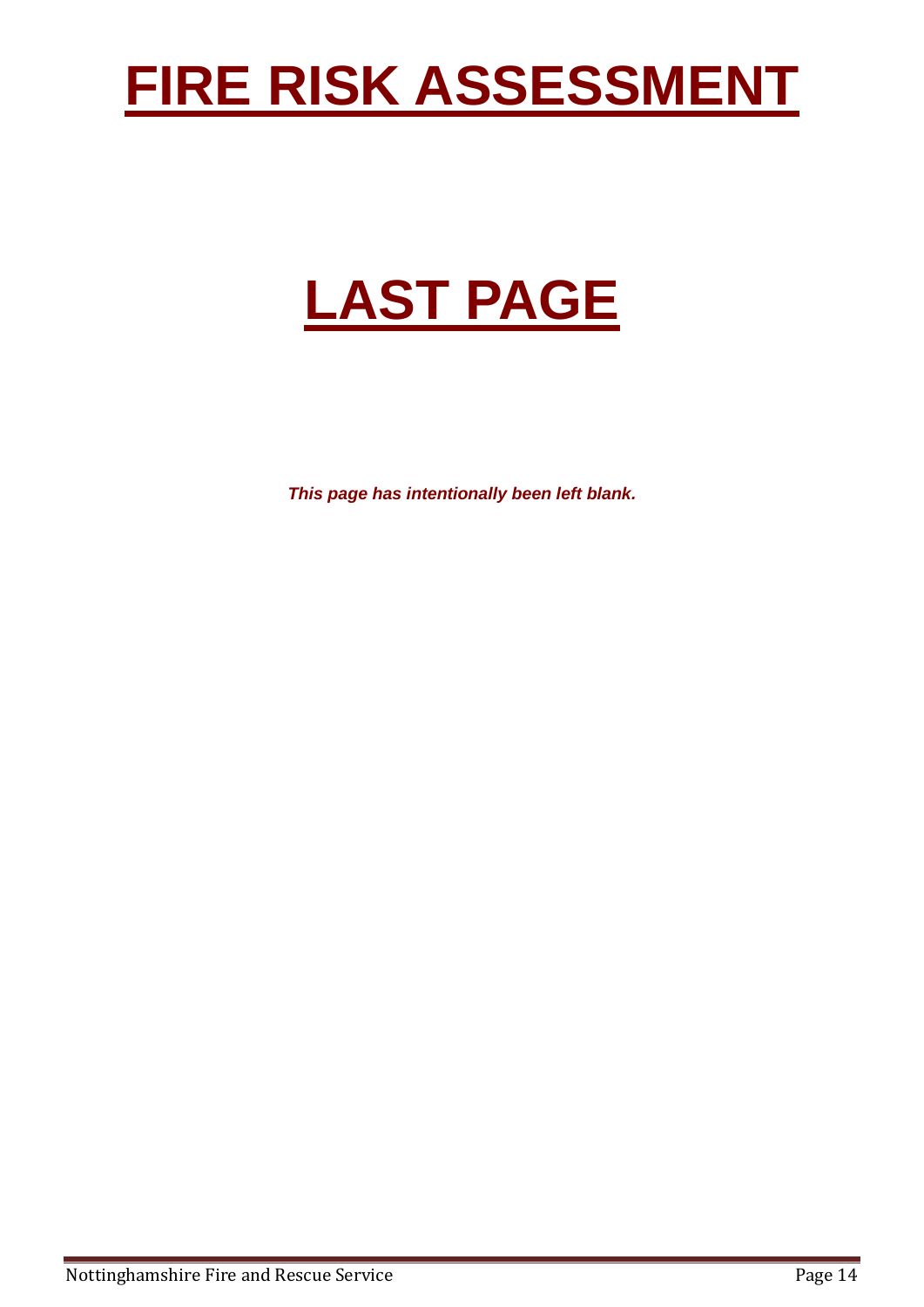# FIRE RISK ASSESSMENT

# LAST PAGE

***This page has intentionally been left blank.***